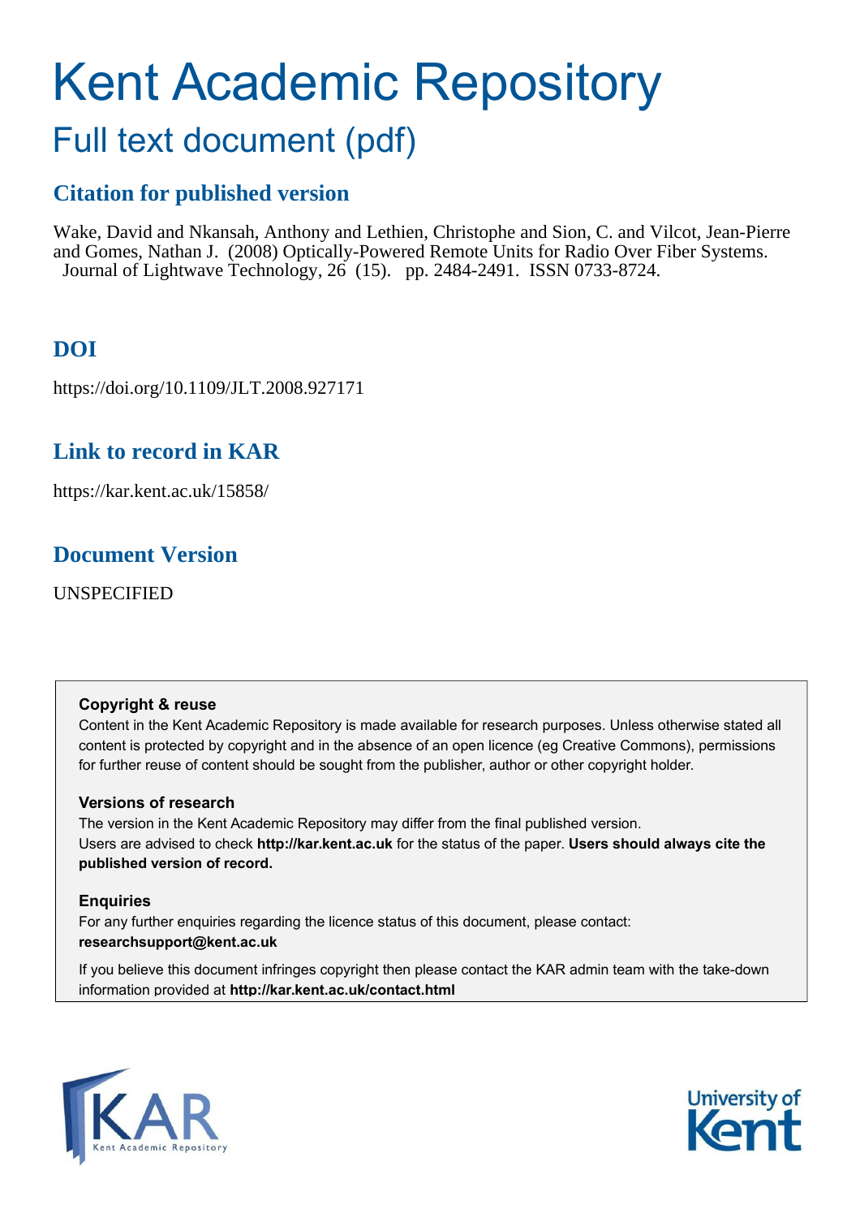# Kent Academic Repository

## Full text document (pdf)

## Citation for published version

Wake, David and Nkansah, Anthony and Lethien, Christophe and Sion, C. and Vilcot, Jean-Pierre and Gomes, Nathan J. (2008) Optically-Powered Remote Units for Radio Over Fiber Systems. Journal of Lightwave Technology, 26 (15). pp. 2484-2491. ISSN 0733-8724.

## DOI

https://doi.org/10.1109/JLT.2008.927171

## Link to record in KAR

https://kar.kent.ac.uk/15858/

## Document Version

UNSPECIFIED

### Copyright & reuse

Content in the Kent Academic Repository is made available for research purposes. Unless otherwise stated all content is protected by copyright and in the absence of an open licence (eg Creative Commons), permissions for further reuse of content should be sought from the publisher, author or other copyright holder.

### Versions of research

The version in the Kent Academic Repository may differ from the final published version. Users are advised to check **http://kar.kent.ac.uk** for the status of the paper. **Users should always cite the published version of record.**

### Enquiries

For any further enquiries regarding the licence status of this document, please contact: **researchsupport@kent.ac.uk**

If you believe this document infringes copyright then please contact the KAR admin team with the take-down information provided at **http://kar.kent.ac.uk/contact.html**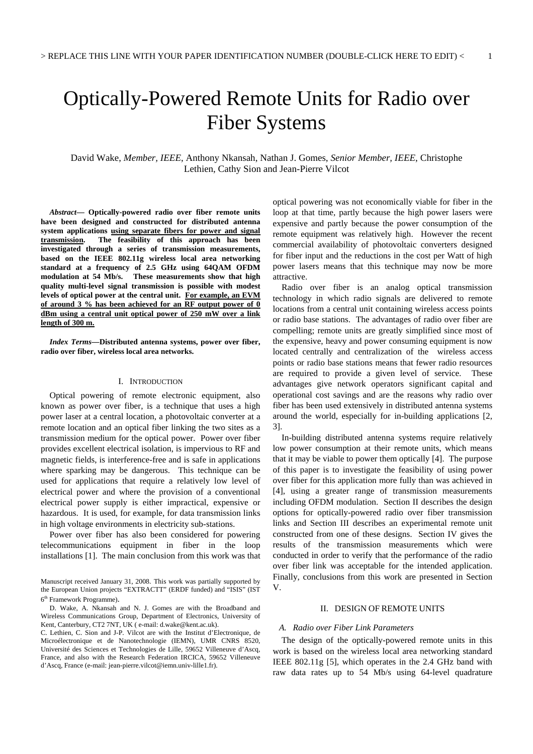# Optically-Powered Remote Units for Radio over Fiber Systems

David Wake, *Member, IEEE*, Anthony Nkansah, Nathan J. Gomes, *Senior Member, IEEE*, Christophe Lethien, Cathy Sion and Jean-Pierre Vilcot

***Abstract*— Optically-powered radio over fiber remote units have been designed and constructed for distributed antenna system applications <u>using separate fibers for power and signal transmission</u>. The feasibility of this approach has been investigated through a series of transmission measurements, based on the IEEE 802.11g wireless local area networking standard at a frequency of 2.5 GHz using 64QAM OFDM modulation at 54 Mb/s. These measurements show that high quality multi-level signal transmission is possible with modest levels of optical power at the central unit. <u>For example, an EVM of around 3 % has been achieved for an RF output power of 0 dBm using a central unit optical power of 250 mW over a link length of 300 m.</u>**

***Index Terms*—Distributed antenna systems, power over fiber, radio over fiber, wireless local area networks.**

## I. Introduction

Optical powering of remote electronic equipment, also known as power over fiber, is a technique that uses a high power laser at a central location, a photovoltaic converter at a remote location and an optical fiber linking the two sites as a transmission medium for the optical power. Power over fiber provides excellent electrical isolation, is impervious to RF and magnetic fields, is interference-free and is safe in applications where sparking may be dangerous. This technique can be used for applications that require a relatively low level of electrical power and where the provision of a conventional electrical power supply is either impractical, expensive or hazardous. It is used, for example, for data transmission links in high voltage environments in electricity sub-stations.

Power over fiber has also been considered for powering telecommunications equipment in fiber in the loop installations [1]. The main conclusion from this work was that optical powering was not economically viable for fiber in the loop at that time, partly because the high power lasers were expensive and partly because the power consumption of the remote equipment was relatively high. However the recent commercial availability of photovoltaic converters designed for fiber input and the reductions in the cost per Watt of high power lasers means that this technique may now be more attractive.

Radio over fiber is an analog optical transmission technology in which radio signals are delivered to remote locations from a central unit containing wireless access points or radio base stations. The advantages of radio over fiber are compelling; remote units are greatly simplified since most of the expensive, heavy and power consuming equipment is now located centrally and centralization of the wireless access points or radio base stations means that fewer radio resources are required to provide a given level of service. These advantages give network operators significant capital and operational cost savings and are the reasons why radio over fiber has been used extensively in distributed antenna systems around the world, especially for in-building applications [2, 3].

In-building distributed antenna systems require relatively low power consumption at their remote units, which means that it may be viable to power them optically [4]. The purpose of this paper is to investigate the feasibility of using power over fiber for this application more fully than was achieved in [4], using a greater range of transmission measurements including OFDM modulation. Section II describes the design options for optically-powered radio over fiber transmission links and Section III describes an experimental remote unit constructed from one of these designs. Section IV gives the results of the transmission measurements which were conducted in order to verify that the performance of the radio over fiber link was acceptable for the intended application. Finally, conclusions from this work are presented in Section V.

## II. Design of Remote Units

### *A. Radio over Fiber Link Parameters*

The design of the optically-powered remote units in this work is based on the wireless local area networking standard IEEE 802.11g [5], which operates in the 2.4 GHz band with raw data rates up to 54 Mb/s using 64-level quadrature

---

Manuscript received January 31, 2008. This work was partially supported by the European Union projects "EXTRACTT" (ERDF funded) and "ISIS" (IST 6th Framework Programme).

D. Wake, A. Nkansah and N. J. Gomes are with the Broadband and Wireless Communications Group, Department of Electronics, University of Kent, Canterbury, CT2 7NT, UK ( e-mail: d.wake@kent.ac.uk).

C. Lethien, C. Sion and J-P. Vilcot are with the Institut d'Electronique, de Microélectronique et de Nanotechnologie (IEMN), UMR CNRS 8520, Université des Sciences et Technologies de Lille, 59652 Villeneuve d'Ascq, France, and also with the Research Federation IRCICA, 59652 Villeneuve d'Ascq, France (e-mail: jean-pierre.vilcot@iemn.univ-lille1.fr).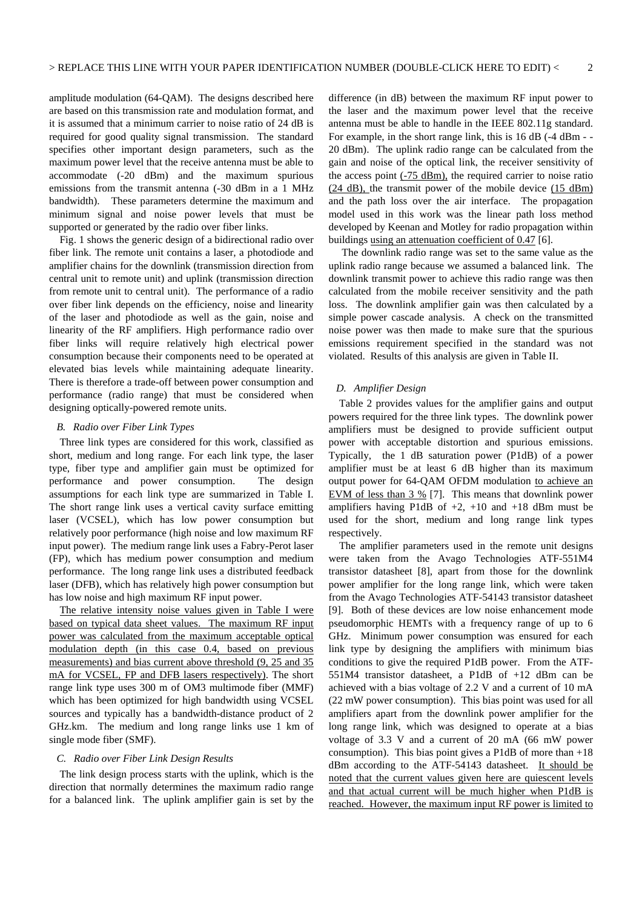amplitude modulation (64-QAM). The designs described here are based on this transmission rate and modulation format, and it is assumed that a minimum carrier to noise ratio of 24 dB is required for good quality signal transmission. The standard specifies other important design parameters, such as the maximum power level that the receive antenna must be able to accommodate (-20 dBm) and the maximum spurious emissions from the transmit antenna (-30 dBm in a 1 MHz bandwidth). These parameters determine the maximum and minimum signal and noise power levels that must be supported or generated by the radio over fiber links.

Fig. 1 shows the generic design of a bidirectional radio over fiber link. The remote unit contains a laser, a photodiode and amplifier chains for the downlink (transmission direction from central unit to remote unit) and uplink (transmission direction from remote unit to central unit). The performance of a radio over fiber link depends on the efficiency, noise and linearity of the laser and photodiode as well as the gain, noise and linearity of the RF amplifiers. High performance radio over fiber links will require relatively high electrical power consumption because their components need to be operated at elevated bias levels while maintaining adequate linearity. There is therefore a trade-off between power consumption and performance (radio range) that must be considered when designing optically-powered remote units.

### B. Radio over Fiber Link Types

Three link types are considered for this work, classified as short, medium and long range. For each link type, the laser type, fiber type and amplifier gain must be optimized for performance and power consumption. The design assumptions for each link type are summarized in Table I. The short range link uses a vertical cavity surface emitting laser (VCSEL), which has low power consumption but relatively poor performance (high noise and low maximum RF input power). The medium range link uses a Fabry-Perot laser (FP), which has medium power consumption and medium performance. The long range link uses a distributed feedback laser (DFB), which has relatively high power consumption but has low noise and high maximum RF input power.

The relative intensity noise values given in Table I were based on typical data sheet values. The maximum RF input power was calculated from the maximum acceptable optical modulation depth (in this case 0.4, based on previous measurements) and bias current above threshold (9, 25 and 35 mA for VCSEL, FP and DFB lasers respectively). The short range link type uses 300 m of OM3 multimode fiber (MMF) which has been optimized for high bandwidth using VCSEL sources and typically has a bandwidth-distance product of 2 GHz.km. The medium and long range links use 1 km of single mode fiber (SMF).

### C. Radio over Fiber Link Design Results

The link design process starts with the uplink, which is the direction that normally determines the maximum radio range for a balanced link. The uplink amplifier gain is set by the difference (in dB) between the maximum RF input power to the laser and the maximum power level that the receive antenna must be able to handle in the IEEE 802.11g standard. For example, in the short range link, this is 16 dB (-4 dBm - -20 dBm). The uplink radio range can be calculated from the gain and noise of the optical link, the receiver sensitivity of the access point (-75 dBm), the required carrier to noise ratio (24 dB), the transmit power of the mobile device (15 dBm) and the path loss over the air interface. The propagation model used in this work was the linear path loss method developed by Keenan and Motley for radio propagation within buildings using an attenuation coefficient of 0.47 [6].

The downlink radio range was set to the same value as the uplink radio range because we assumed a balanced link. The downlink transmit power to achieve this radio range was then calculated from the mobile receiver sensitivity and the path loss. The downlink amplifier gain was then calculated by a simple power cascade analysis. A check on the transmitted noise power was then made to make sure that the spurious emissions requirement specified in the standard was not violated. Results of this analysis are given in Table II.

### D. Amplifier Design

Table 2 provides values for the amplifier gains and output powers required for the three link types. The downlink power amplifiers must be designed to provide sufficient output power with acceptable distortion and spurious emissions. Typically, the 1 dB saturation power (P1dB) of a power amplifier must be at least 6 dB higher than its maximum output power for 64-QAM OFDM modulation to achieve an EVM of less than 3 % [7]. This means that downlink power amplifiers having P1dB of +2, +10 and +18 dBm must be used for the short, medium and long range link types respectively.

The amplifier parameters used in the remote unit designs were taken from the Avago Technologies ATF-551M4 transistor datasheet [8], apart from those for the downlink power amplifier for the long range link, which were taken from the Avago Technologies ATF-54143 transistor datasheet [9]. Both of these devices are low noise enhancement mode pseudomorphic HEMTs with a frequency range of up to 6 GHz. Minimum power consumption was ensured for each link type by designing the amplifiers with minimum bias conditions to give the required P1dB power. From the ATF-551M4 transistor datasheet, a P1dB of +12 dBm can be achieved with a bias voltage of 2.2 V and a current of 10 mA (22 mW power consumption). This bias point was used for all amplifiers apart from the downlink power amplifier for the long range link, which was designed to operate at a bias voltage of 3.3 V and a current of 20 mA (66 mW power consumption). This bias point gives a P1dB of more than +18 dBm according to the ATF-54143 datasheet. It should be noted that the current values given here are quiescent levels and that actual current will be much higher when P1dB is reached. However, the maximum input RF power is limited to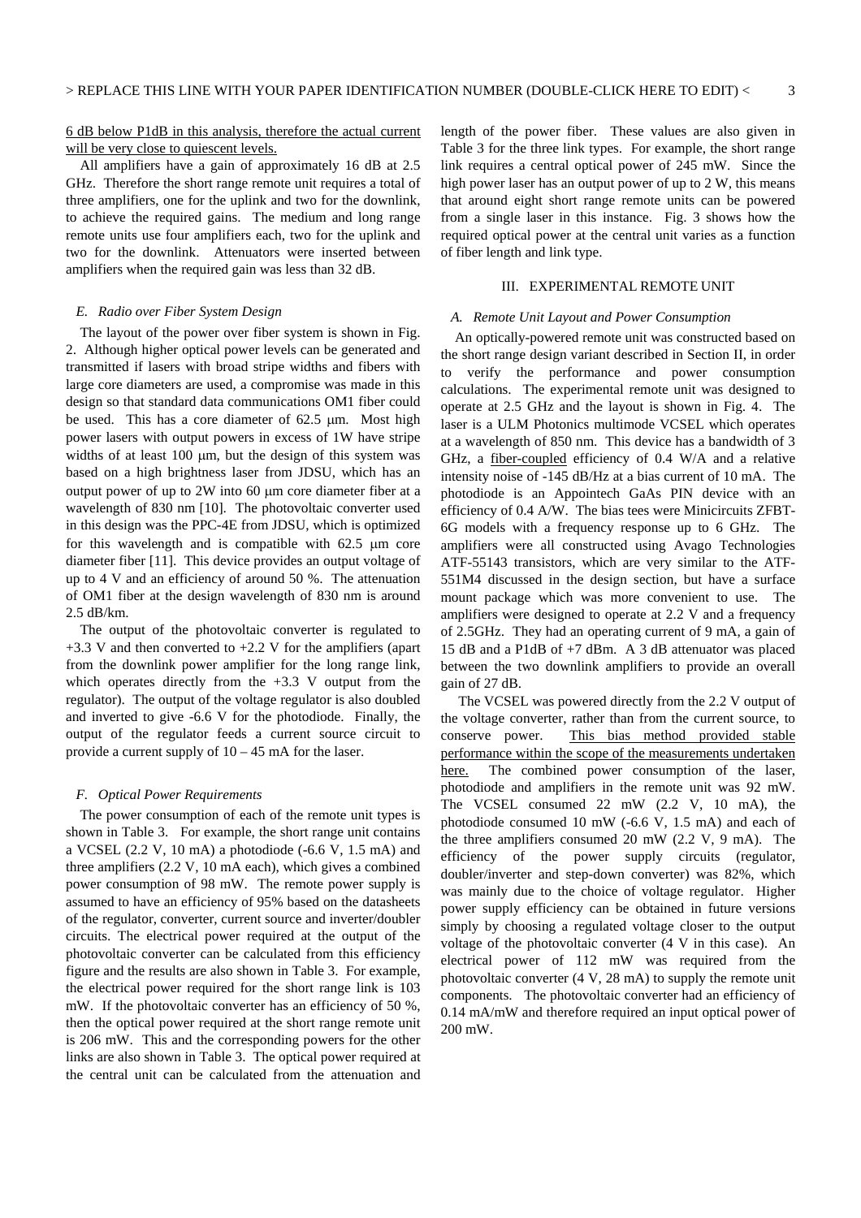6 dB below P1dB in this analysis, therefore the actual current will be very close to quiescent levels.

All amplifiers have a gain of approximately 16 dB at 2.5 GHz. Therefore the short range remote unit requires a total of three amplifiers, one for the uplink and two for the downlink, to achieve the required gains. The medium and long range remote units use four amplifiers each, two for the uplink and two for the downlink. Attenuators were inserted between amplifiers when the required gain was less than 32 dB.

### E. Radio over Fiber System Design

The layout of the power over fiber system is shown in Fig. 2. Although higher optical power levels can be generated and transmitted if lasers with broad stripe widths and fibers with large core diameters are used, a compromise was made in this design so that standard data communications OM1 fiber could be used. This has a core diameter of 62.5 μm. Most high power lasers with output powers in excess of 1W have stripe widths of at least 100 μm, but the design of this system was based on a high brightness laser from JDSU, which has an output power of up to 2W into 60 μm core diameter fiber at a wavelength of 830 nm [10]. The photovoltaic converter used in this design was the PPC-4E from JDSU, which is optimized for this wavelength and is compatible with 62.5 μm core diameter fiber [11]. This device provides an output voltage of up to 4 V and an efficiency of around 50 %. The attenuation of OM1 fiber at the design wavelength of 830 nm is around 2.5 dB/km.

The output of the photovoltaic converter is regulated to +3.3 V and then converted to +2.2 V for the amplifiers (apart from the downlink power amplifier for the long range link, which operates directly from the +3.3 V output from the regulator). The output of the voltage regulator is also doubled and inverted to give -6.6 V for the photodiode. Finally, the output of the regulator feeds a current source circuit to provide a current supply of 10 – 45 mA for the laser.

### F. Optical Power Requirements

The power consumption of each of the remote unit types is shown in Table 3. For example, the short range unit contains a VCSEL (2.2 V, 10 mA) a photodiode (-6.6 V, 1.5 mA) and three amplifiers (2.2 V, 10 mA each), which gives a combined power consumption of 98 mW. The remote power supply is assumed to have an efficiency of 95% based on the datasheets of the regulator, converter, current source and inverter/doubler circuits. The electrical power required at the output of the photovoltaic converter can be calculated from this efficiency figure and the results are also shown in Table 3. For example, the electrical power required for the short range link is 103 mW. If the photovoltaic converter has an efficiency of 50 %, then the optical power required at the short range remote unit is 206 mW. This and the corresponding powers for the other links are also shown in Table 3. The optical power required at the central unit can be calculated from the attenuation and length of the power fiber. These values are also given in Table 3 for the three link types. For example, the short range link requires a central optical power of 245 mW. Since the high power laser has an output power of up to 2 W, this means that around eight short range remote units can be powered from a single laser in this instance. Fig. 3 shows how the required optical power at the central unit varies as a function of fiber length and link type.

## III. Experimental Remote Unit

### A. Remote Unit Layout and Power Consumption

An optically-powered remote unit was constructed based on the short range design variant described in Section II, in order to verify the performance and power consumption calculations. The experimental remote unit was designed to operate at 2.5 GHz and the layout is shown in Fig. 4. The laser is a ULM Photonics multimode VCSEL which operates at a wavelength of 850 nm. This device has a bandwidth of 3 GHz, a fiber-coupled efficiency of 0.4 W/A and a relative intensity noise of -145 dB/Hz at a bias current of 10 mA. The photodiode is an Appointech GaAs PIN device with an efficiency of 0.4 A/W. The bias tees were Minicircuits ZFBT-6G models with a frequency response up to 6 GHz. The amplifiers were all constructed using Avago Technologies ATF-55143 transistors, which are very similar to the ATF-551M4 discussed in the design section, but have a surface mount package which was more convenient to use. The amplifiers were designed to operate at 2.2 V and a frequency of 2.5GHz. They had an operating current of 9 mA, a gain of 15 dB and a P1dB of +7 dBm. A 3 dB attenuator was placed between the two downlink amplifiers to provide an overall gain of 27 dB.

The VCSEL was powered directly from the 2.2 V output of the voltage converter, rather than from the current source, to conserve power. This bias method provided stable performance within the scope of the measurements undertaken here. The combined power consumption of the laser, photodiode and amplifiers in the remote unit was 92 mW. The VCSEL consumed 22 mW (2.2 V, 10 mA), the photodiode consumed 10 mW (-6.6 V, 1.5 mA) and each of the three amplifiers consumed 20 mW (2.2 V, 9 mA). The efficiency of the power supply circuits (regulator, doubler/inverter and step-down converter) was 82%, which was mainly due to the choice of voltage regulator. Higher power supply efficiency can be obtained in future versions simply by choosing a regulated voltage closer to the output voltage of the photovoltaic converter (4 V in this case). An electrical power of 112 mW was required from the photovoltaic converter (4 V, 28 mA) to supply the remote unit components. The photovoltaic converter had an efficiency of 0.14 mA/mW and therefore required an input optical power of 200 mW.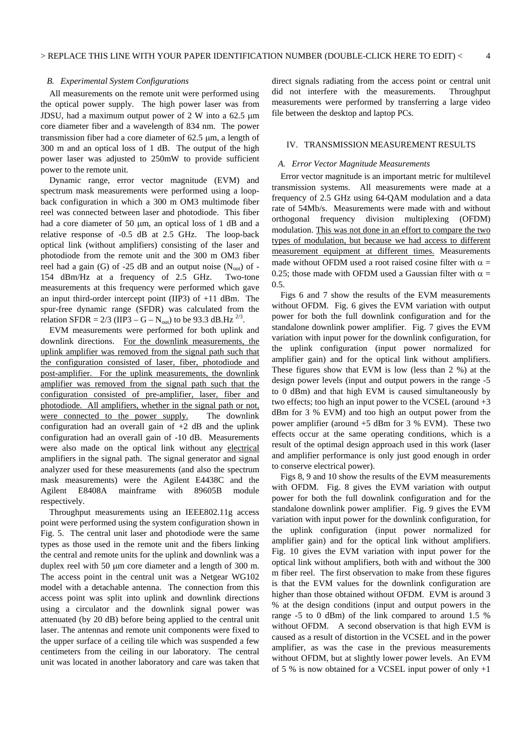### B. Experimental System Configurations

All measurements on the remote unit were performed using the optical power supply. The high power laser was from JDSU, had a maximum output power of 2 W into a 62.5 μm core diameter fiber and a wavelength of 834 nm. The power transmission fiber had a core diameter of 62.5 μm, a length of 300 m and an optical loss of 1 dB. The output of the high power laser was adjusted to 250mW to provide sufficient power to the remote unit.

Dynamic range, error vector magnitude (EVM) and spectrum mask measurements were performed using a loop-back configuration in which a 300 m OM3 multimode fiber reel was connected between laser and photodiode. This fiber had a core diameter of 50 μm, an optical loss of 1 dB and a relative response of -0.5 dB at 2.5 GHz. The loop-back optical link (without amplifiers) consisting of the laser and photodiode from the remote unit and the 300 m OM3 fiber reel had a gain (G) of -25 dB and an output noise ($N_{out}$) of -154 dBm/Hz at a frequency of 2.5 GHz. Two-tone measurements at this frequency were performed which gave an input third-order intercept point (IIP3) of +11 dBm. The spur-free dynamic range (SFDR) was calculated from the relation SFDR = 2/3 (IIP3 – G – $N_{out}$) to be 93.3 dB.Hz $^{2/3}$.

EVM measurements were performed for both uplink and downlink directions. For the downlink measurements, the uplink amplifier was removed from the signal path such that the configuration consisted of laser, fiber, photodiode and post-amplifier. For the uplink measurements, the downlink amplifier was removed from the signal path such that the configuration consisted of pre-amplifier, laser, fiber and photodiode. All amplifiers, whether in the signal path or not, were connected to the power supply. The downlink configuration had an overall gain of +2 dB and the uplink configuration had an overall gain of -10 dB. Measurements were also made on the optical link without any electrical amplifiers in the signal path. The signal generator and signal analyzer used for these measurements (and also the spectrum mask measurements) were the Agilent E4438C and the Agilent E8408A mainframe with 89605B module respectively.

Throughput measurements using an IEEE802.11g access point were performed using the system configuration shown in Fig. 5. The central unit laser and photodiode were the same types as those used in the remote unit and the fibers linking the central and remote units for the uplink and downlink was a duplex reel with 50 μm core diameter and a length of 300 m. The access point in the central unit was a Netgear WG102 model with a detachable antenna. The connection from this access point was split into uplink and downlink directions using a circulator and the downlink signal power was attenuated (by 20 dB) before being applied to the central unit laser. The antennas and remote unit components were fixed to the upper surface of a ceiling tile which was suspended a few centimeters from the ceiling in our laboratory. The central unit was located in another laboratory and care was taken that direct signals radiating from the access point or central unit did not interfere with the measurements. Throughput measurements were performed by transferring a large video file between the desktop and laptop PCs.

## IV. Transmission Measurement Results

### A. Error Vector Magnitude Measurements

Error vector magnitude is an important metric for multilevel transmission systems. All measurements were made at a frequency of 2.5 GHz using 64-QAM modulation and a data rate of 54Mb/s. Measurements were made with and without orthogonal frequency division multiplexing (OFDM) modulation. This was not done in an effort to compare the two types of modulation, but because we had access to different measurement equipment at different times. Measurements made without OFDM used a root raised cosine filter with $\alpha$ = 0.25; those made with OFDM used a Gaussian filter with $\alpha$ = 0.5.

Figs 6 and 7 show the results of the EVM measurements without OFDM. Fig. 6 gives the EVM variation with output power for both the full downlink configuration and for the standalone downlink power amplifier. Fig. 7 gives the EVM variation with input power for the downlink configuration, for the uplink configuration (input power normalized for amplifier gain) and for the optical link without amplifiers. These figures show that EVM is low (less than 2 %) at the design power levels (input and output powers in the range -5 to 0 dBm) and that high EVM is caused simultaneously by two effects; too high an input power to the VCSEL (around +3 dBm for 3 % EVM) and too high an output power from the power amplifier (around +5 dBm for 3 % EVM). These two effects occur at the same operating conditions, which is a result of the optimal design approach used in this work (laser and amplifier performance is only just good enough in order to conserve electrical power).

Figs 8, 9 and 10 show the results of the EVM measurements with OFDM. Fig. 8 gives the EVM variation with output power for both the full downlink configuration and for the standalone downlink power amplifier. Fig. 9 gives the EVM variation with input power for the downlink configuration, for the uplink configuration (input power normalized for amplifier gain) and for the optical link without amplifiers. Fig. 10 gives the EVM variation with input power for the optical link without amplifiers, both with and without the 300 m fiber reel. The first observation to make from these figures is that the EVM values for the downlink configuration are higher than those obtained without OFDM. EVM is around 3 % at the design conditions (input and output powers in the range -5 to 0 dBm) of the link compared to around 1.5 % without OFDM. A second observation is that high EVM is caused as a result of distortion in the VCSEL and in the power amplifier, as was the case in the previous measurements without OFDM, but at slightly lower power levels. An EVM of 5 % is now obtained for a VCSEL input power of only +1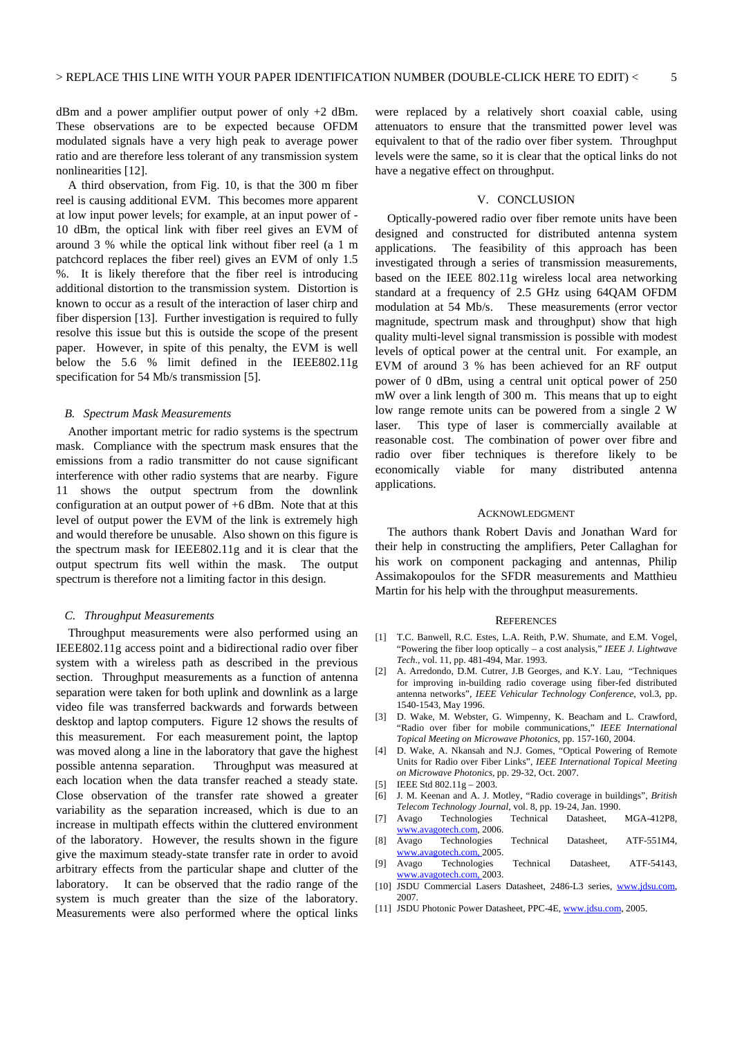dBm and a power amplifier output power of only +2 dBm. These observations are to be expected because OFDM modulated signals have a very high peak to average power ratio and are therefore less tolerant of any transmission system nonlinearities [12].

A third observation, from Fig. 10, is that the 300 m fiber reel is causing additional EVM. This becomes more apparent at low input power levels; for example, at an input power of -10 dBm, the optical link with fiber reel gives an EVM of around 3 % while the optical link without fiber reel (a 1 m patchcord replaces the fiber reel) gives an EVM of only 1.5 %. It is likely therefore that the fiber reel is introducing additional distortion to the transmission system. Distortion is known to occur as a result of the interaction of laser chirp and fiber dispersion [13]. Further investigation is required to fully resolve this issue but this is outside the scope of the present paper. However, in spite of this penalty, the EVM is well below the 5.6 % limit defined in the IEEE802.11g specification for 54 Mb/s transmission [5].

### *B. Spectrum Mask Measurements*

Another important metric for radio systems is the spectrum mask. Compliance with the spectrum mask ensures that the emissions from a radio transmitter do not cause significant interference with other radio systems that are nearby. Figure 11 shows the output spectrum from the downlink configuration at an output power of +6 dBm. Note that at this level of output power the EVM of the link is extremely high and would therefore be unusable. Also shown on this figure is the spectrum mask for IEEE802.11g and it is clear that the output spectrum fits well within the mask. The output spectrum is therefore not a limiting factor in this design.

### *C. Throughput Measurements*

Throughput measurements were also performed using an IEEE802.11g access point and a bidirectional radio over fiber system with a wireless path as described in the previous section. Throughput measurements as a function of antenna separation were taken for both uplink and downlink as a large video file was transferred backwards and forwards between desktop and laptop computers. Figure 12 shows the results of this measurement. For each measurement point, the laptop was moved along a line in the laboratory that gave the highest possible antenna separation. Throughput was measured at each location when the data transfer reached a steady state. Close observation of the transfer rate showed a greater variability as the separation increased, which is due to an increase in multipath effects within the cluttered environment of the laboratory. However, the results shown in the figure give the maximum steady-state transfer rate in order to avoid arbitrary effects from the particular shape and clutter of the laboratory. It can be observed that the radio range of the system is much greater than the size of the laboratory. Measurements were also performed where the optical links were replaced by a relatively short coaxial cable, using attenuators to ensure that the transmitted power level was equivalent to that of the radio over fiber system. Throughput levels were the same, so it is clear that the optical links do not have a negative effect on throughput.

## V. CONCLUSION

Optically-powered radio over fiber remote units have been designed and constructed for distributed antenna system applications. The feasibility of this approach has been investigated through a series of transmission measurements, based on the IEEE 802.11g wireless local area networking standard at a frequency of 2.5 GHz using 64QAM OFDM modulation at 54 Mb/s. These measurements (error vector magnitude, spectrum mask and throughput) show that high quality multi-level signal transmission is possible with modest levels of optical power at the central unit. For example, an EVM of around 3 % has been achieved for an RF output power of 0 dBm, using a central unit optical power of 250 mW over a link length of 300 m. This means that up to eight low range remote units can be powered from a single 2 W laser. This type of laser is commercially available at reasonable cost. The combination of power over fibre and radio over fiber techniques is therefore likely to be economically viable for many distributed antenna applications.

## ACKNOWLEDGMENT

The authors thank Robert Davis and Jonathan Ward for their help in constructing the amplifiers, Peter Callaghan for his work on component packaging and antennas, Philip Assimakopoulos for the SFDR measurements and Matthieu Martin for his help with the throughput measurements.

## REFERENCES

[1] T.C. Banwell, R.C. Estes, L.A. Reith, P.W. Shumate, and E.M. Vogel, "Powering the fiber loop optically – a cost analysis," *IEEE J. Lightwave Tech.*, vol. 11, pp. 481-494, Mar. 1993.

[2] A. Arredondo, D.M. Cutrer, J.B Georges, and K.Y. Lau, "Techniques for improving in-building radio coverage using fiber-fed distributed antenna networks", *IEEE Vehicular Technology Conference*, vol.3, pp. 1540-1543, May 1996.

[3] D. Wake, M. Webster, G. Wimpenny, K. Beacham and L. Crawford, "Radio over fiber for mobile communications," *IEEE International Topical Meeting on Microwave Photonics*, pp. 157-160, 2004.

[4] D. Wake, A. Nkansah and N.J. Gomes, "Optical Powering of Remote Units for Radio over Fiber Links", *IEEE International Topical Meeting on Microwave Photonics*, pp. 29-32, Oct. 2007.

[5] IEEE Std 802.11g – 2003.

[6] J. M. Keenan and A. J. Motley, "Radio coverage in buildings", *British Telecom Technology Journal*, vol. 8, pp. 19-24, Jan. 1990.

[7] Avago Technologies Technical Datasheet, MGA-412P8, www.avagotech.com, 2006.

[8] Avago Technologies Technical Datasheet, ATF-551M4, www.avagotech.com, 2005.

[9] Avago Technologies Technical Datasheet, ATF-54143, www.avagotech.com, 2003.

[10] JSDU Commercial Lasers Datasheet, 2486-L3 series, www.jdsu.com, 2007.

[11] JSDU Photonic Power Datasheet, PPC-4E, www.jdsu.com, 2005.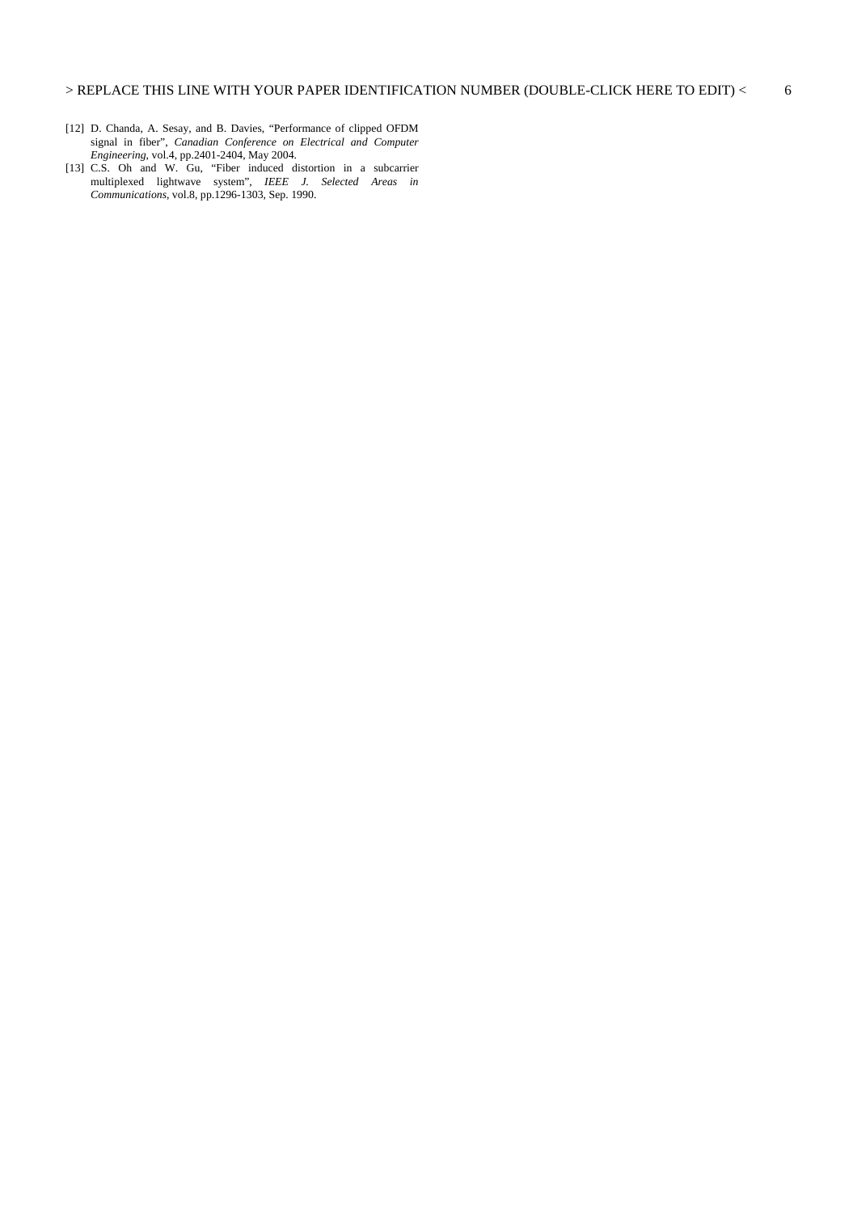[12] D. Chanda, A. Sesay, and B. Davies, "Performance of clipped OFDM signal in fiber", *Canadian Conference on Electrical and Computer Engineering*, vol.4, pp.2401-2404, May 2004.

[13] C.S. Oh and W. Gu, "Fiber induced distortion in a subcarrier multiplexed lightwave system", *IEEE J. Selected Areas in Communications*, vol.8, pp.1296-1303, Sep. 1990.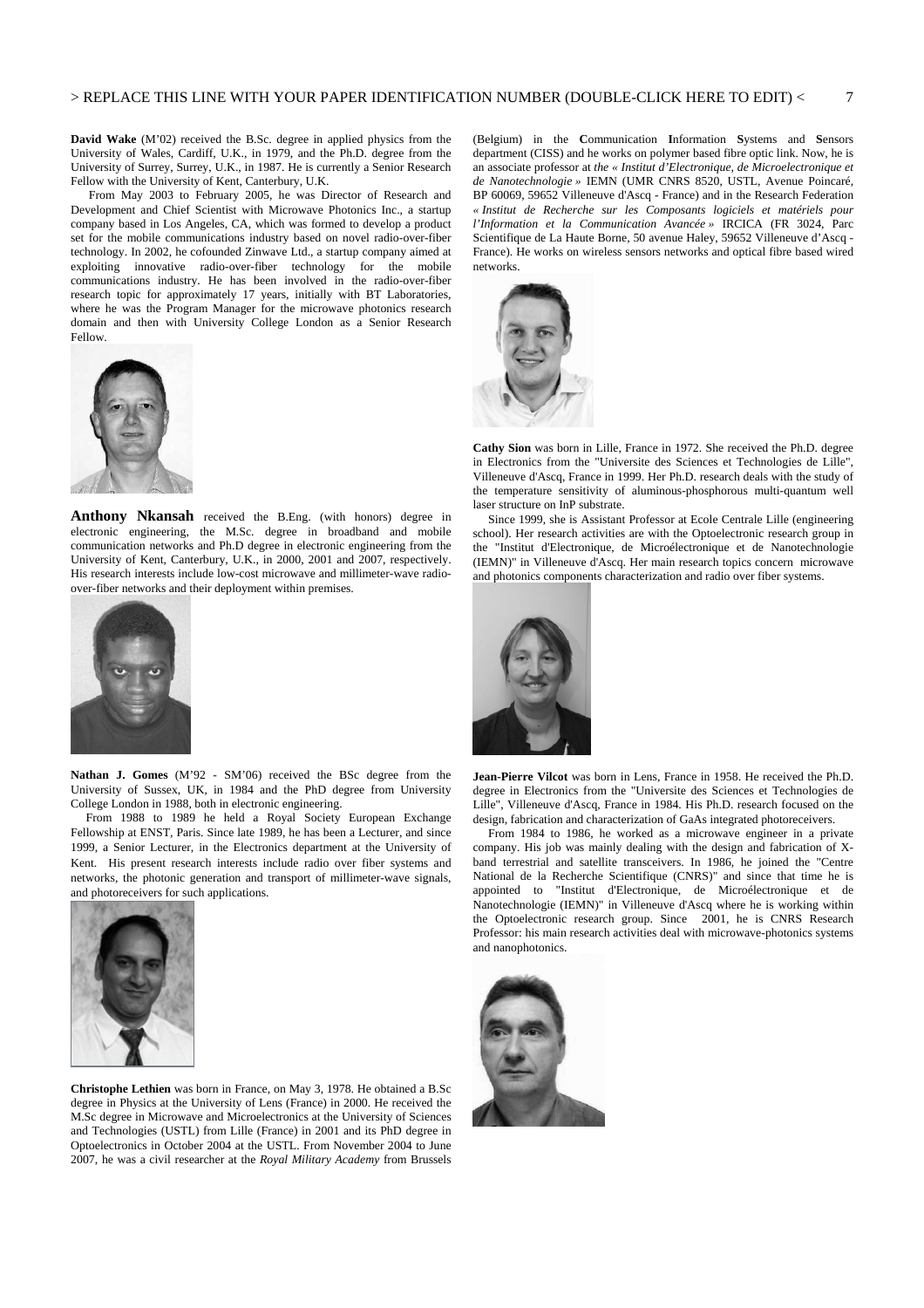**David Wake** (M'02) received the B.Sc. degree in applied physics from the University of Wales, Cardiff, U.K., in 1979, and the Ph.D. degree from the University of Surrey, Surrey, U.K., in 1987. He is currently a Senior Research Fellow with the University of Kent, Canterbury, U.K.

From May 2003 to February 2005, he was Director of Research and Development and Chief Scientist with Microwave Photonics Inc., a startup company based in Los Angeles, CA, which was formed to develop a product set for the mobile communications industry based on novel radio-over-fiber technology. In 2002, he cofounded Zinwave Ltd., a startup company aimed at exploiting innovative radio-over-fiber technology for the mobile communications industry. He has been involved in the radio-over-fiber research topic for approximately 17 years, initially with BT Laboratories, where he was the Program Manager for the microwave photonics research domain and then with University College London as a Senior Research Fellow.

**Anthony Nkansah** received the B.Eng. (with honors) degree in electronic engineering, the M.Sc. degree in broadband and mobile communication networks and Ph.D degree in electronic engineering from the University of Kent, Canterbury, U.K., in 2000, 2001 and 2007, respectively. His research interests include low-cost microwave and millimeter-wave radio-over-fiber networks and their deployment within premises.

**Nathan J. Gomes** (M'92 - SM'06) received the BSc degree from the University of Sussex, UK, in 1984 and the PhD degree from University College London in 1988, both in electronic engineering.

From 1988 to 1989 he held a Royal Society European Exchange Fellowship at ENST, Paris. Since late 1989, he has been a Lecturer, and since 1999, a Senior Lecturer, in the Electronics department at the University of Kent. His present research interests include radio over fiber systems and networks, the photonic generation and transport of millimeter-wave signals, and photoreceivers for such applications.

**Christophe Lethien** was born in France, on May 3, 1978. He obtained a B.Sc degree in Physics at the University of Lens (France) in 2000. He received the M.Sc degree in Microwave and Microelectronics at the University of Sciences and Technologies (USTL) from Lille (France) in 2001 and its PhD degree in Optoelectronics in October 2004 at the USTL. From November 2004 to June 2007, he was a civil researcher at the *Royal Military Academy* from Brussels (Belgium) in the **C**ommunication **I**nformation **S**ystems and **S**ensors department (CISS) and he works on polymer based fibre optic link. Now, he is an associate professor at *the « Institut d'Electronique, de Microelectronique et de Nanotechnologie »* IEMN (UMR CNRS 8520, USTL, Avenue Poincaré, BP 60069, 59652 Villeneuve d'Ascq - France) and in the Research Federation *« Institut de Recherche sur les Composants logiciels et matériels pour l'Information et la Communication Avancée »* IRCICA (FR 3024, Parc Scientifique de La Haute Borne, 50 avenue Haley, 59652 Villeneuve d'Ascq - France). He works on wireless sensors networks and optical fibre based wired networks.

**Cathy Sion** was born in Lille, France in 1972. She received the Ph.D. degree in Electronics from the "Universite des Sciences et Technologies de Lille", Villeneuve d'Ascq, France in 1999. Her Ph.D. research deals with the study of the temperature sensitivity of aluminous-phosphorous multi-quantum well laser structure on InP substrate.

Since 1999, she is Assistant Professor at Ecole Centrale Lille (engineering school). Her research activities are with the Optoelectronic research group in the "Institut d'Electronique, de Microélectronique et de Nanotechnologie (IEMN)" in Villeneuve d'Ascq. Her main research topics concern microwave and photonics components characterization and radio over fiber systems.

**Jean-Pierre Vilcot** was born in Lens, France in 1958. He received the Ph.D. degree in Electronics from the "Universite des Sciences et Technologies de Lille", Villeneuve d'Ascq, France in 1984. His Ph.D. research focused on the design, fabrication and characterization of GaAs integrated photoreceivers.

From 1984 to 1986, he worked as a microwave engineer in a private company. His job was mainly dealing with the design and fabrication of X-band terrestrial and satellite transceivers. In 1986, he joined the "Centre National de la Recherche Scientifique (CNRS)" and since that time he is appointed to "Institut d'Electronique, de Microélectronique et de Nanotechnologie (IEMN)" in Villeneuve d'Ascq where he is working within the Optoelectronic research group. Since 2001, he is CNRS Research Professor: his main research activities deal with microwave-photonics systems and nanophotonics.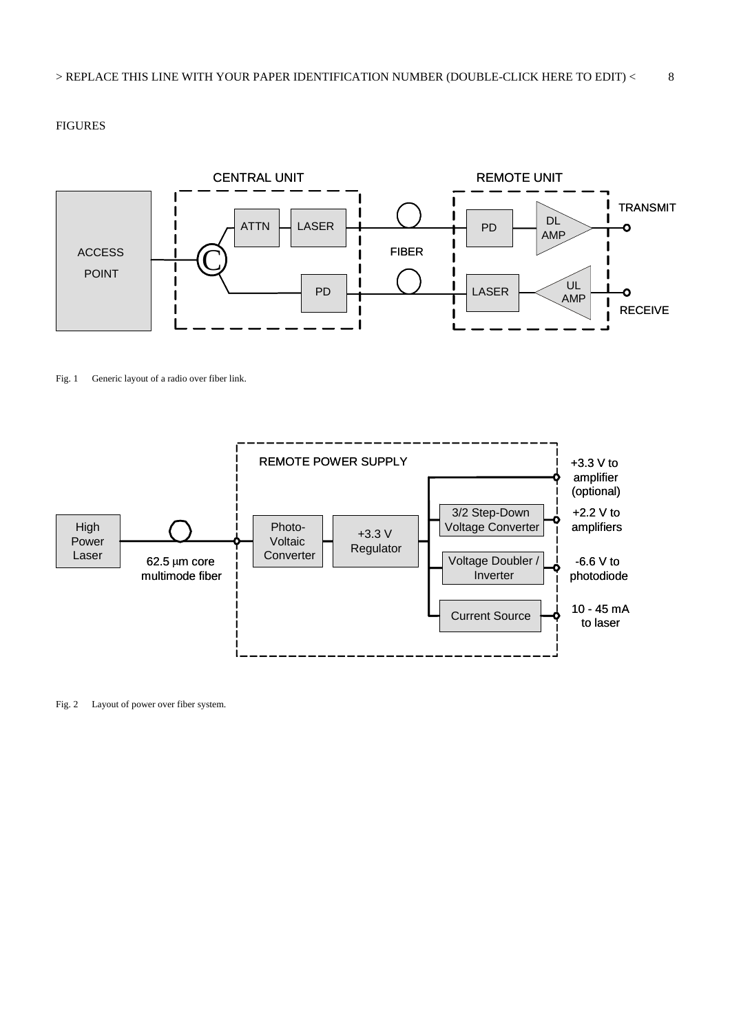FIGURES

Fig. 1 Generic layout of a radio over fiber link.

Fig. 2 Layout of power over fiber system.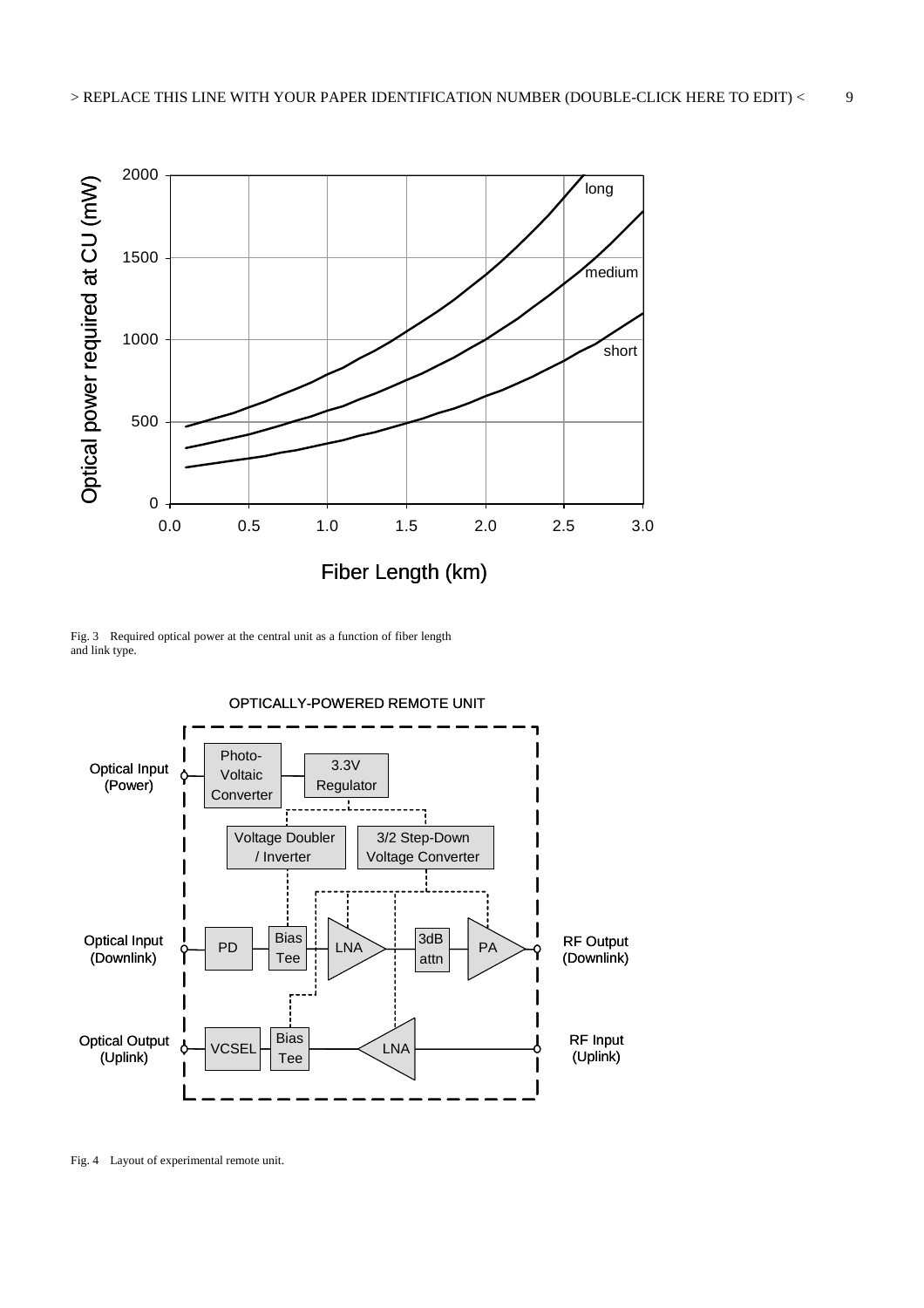Fig. 3 Required optical power at the central unit as a function of fiber length and link type.

Fig. 4 Layout of experimental remote unit.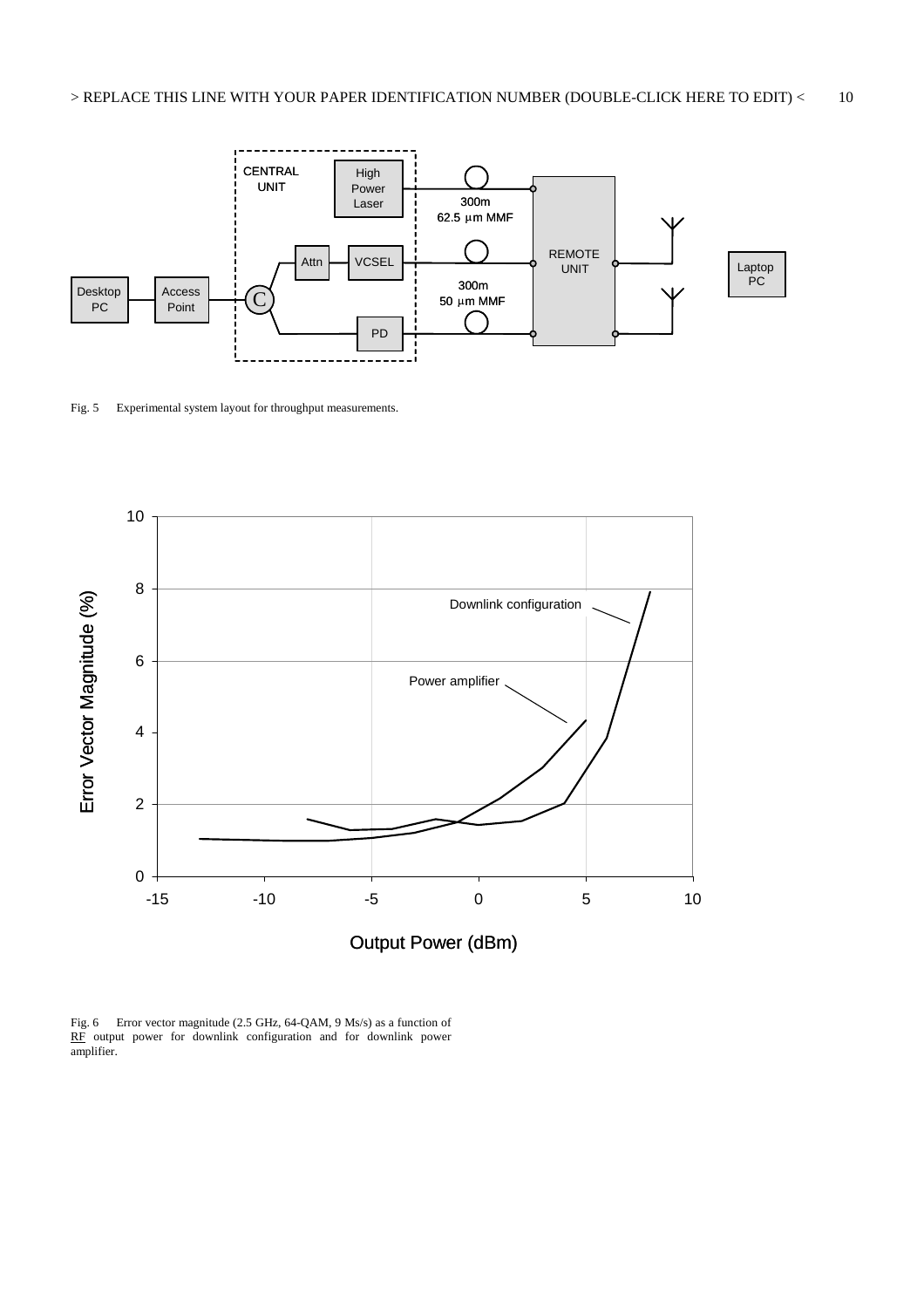Fig. 5 Experimental system layout for throughput measurements.

Fig. 6 Error vector magnitude (2.5 GHz, 64-QAM, 9 Ms/s) as a function of RF output power for downlink configuration and for downlink power amplifier.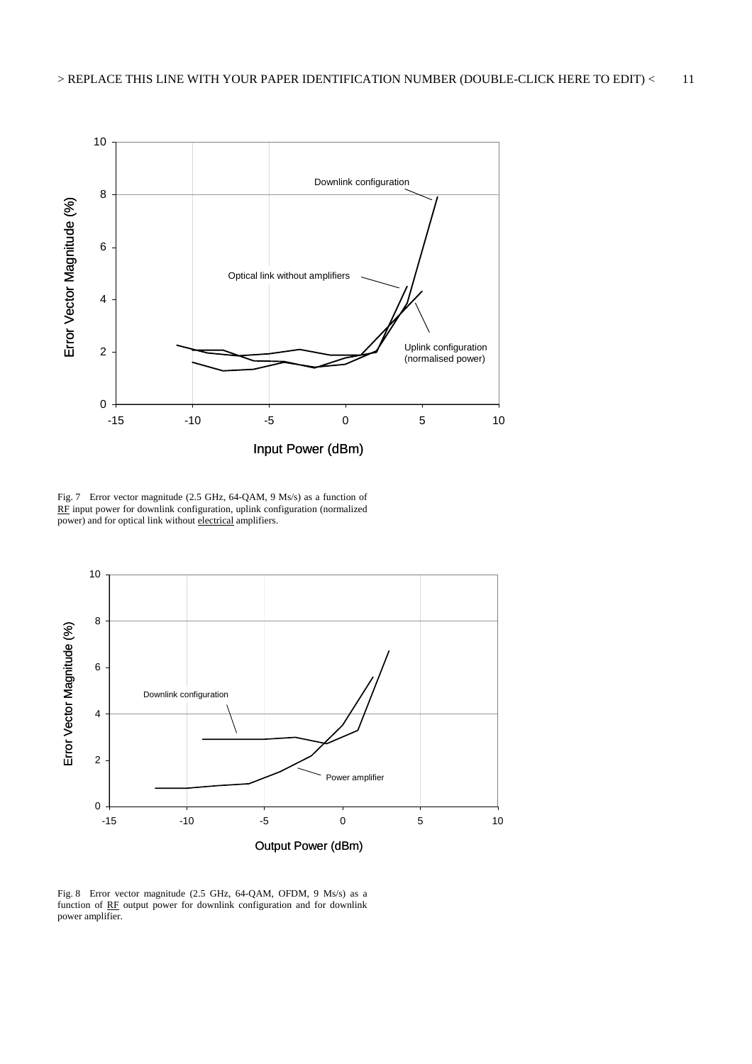Fig. 7 Error vector magnitude (2.5 GHz, 64-QAM, 9 Ms/s) as a function of RF input power for downlink configuration, uplink configuration (normalized power) and for optical link without electrical amplifiers.

Fig. 8 Error vector magnitude (2.5 GHz, 64-QAM, OFDM, 9 Ms/s) as a function of RF output power for downlink configuration and for downlink power amplifier.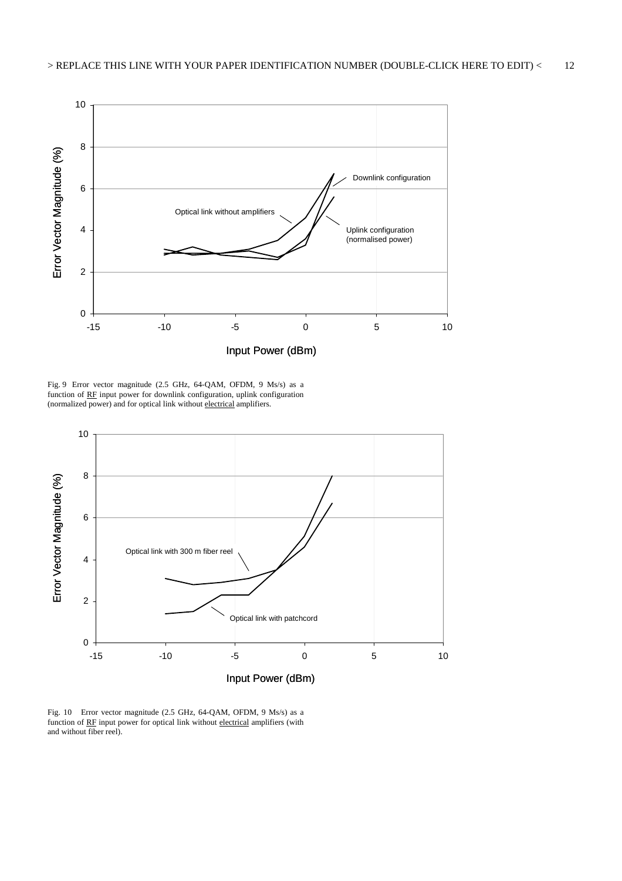Fig. 9 Error vector magnitude (2.5 GHz, 64-QAM, OFDM, 9 Ms/s) as a function of RF input power for downlink configuration, uplink configuration (normalized power) and for optical link without electrical amplifiers.

Fig. 10 Error vector magnitude (2.5 GHz, 64-QAM, OFDM, 9 Ms/s) as a function of RF input power for optical link without electrical amplifiers (with and without fiber reel).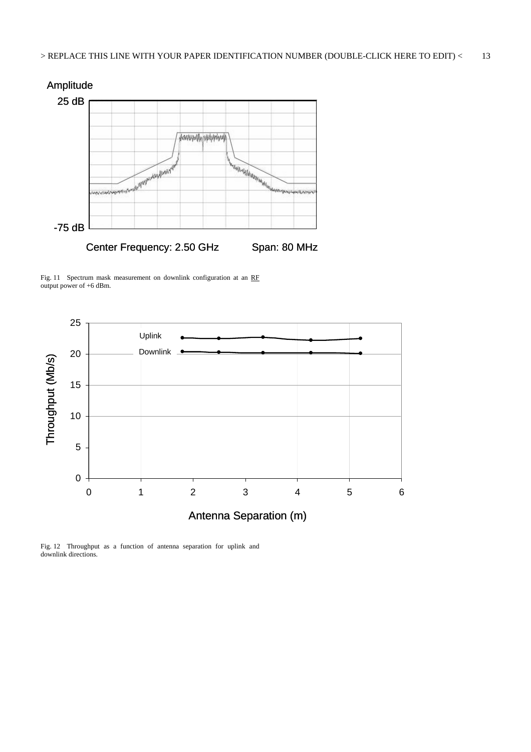Fig. 11 Spectrum mask measurement on downlink configuration at an RF output power of +6 dBm.

Fig. 12 Throughput as a function of antenna separation for uplink and downlink directions.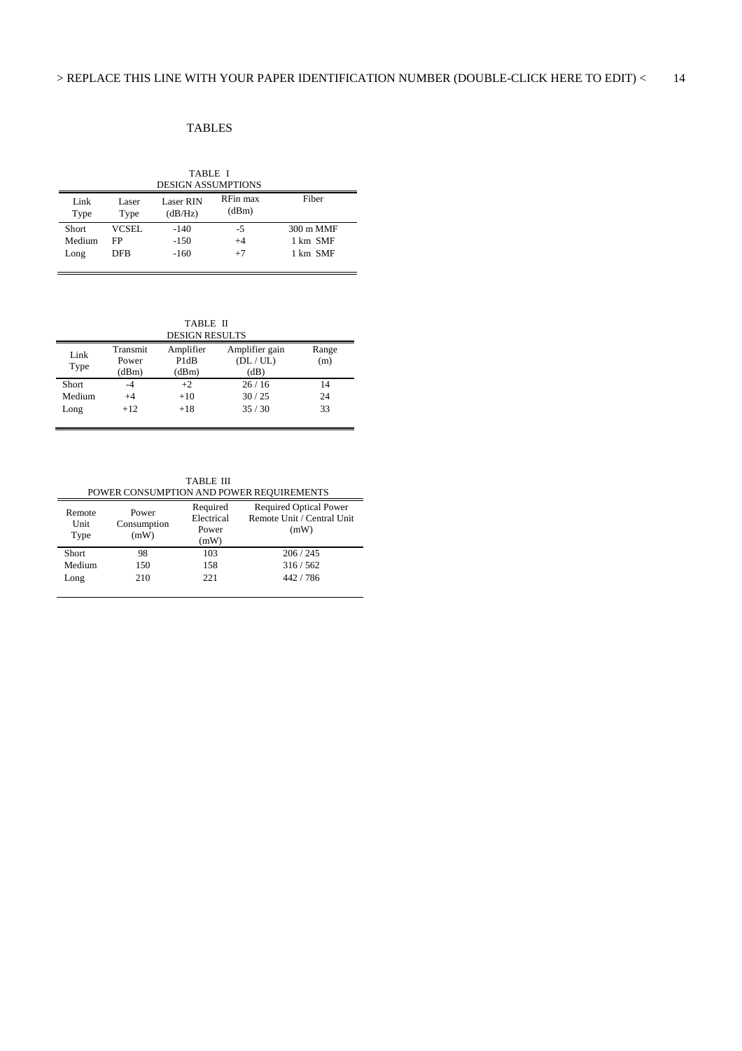# TABLES

TABLE I
DESIGN ASSUMPTIONS

| Link Type | Laser Type | Laser RIN (dB/Hz) | RFin max (dBm) | Fiber |
|---|---|---|---|---|
| Short | VCSEL | -140 | -5 | 300 m MMF |
| Medium | FP | -150 | +4 | 1 km SMF |
| Long | DFB | -160 | +7 | 1 km SMF |

TABLE II
DESIGN RESULTS

| Link Type | Transmit Power (dBm) | Amplifier P1dB (dBm) | Amplifier gain (DL / UL) (dB) | Range (m) |
|---|---|---|---|---|
| Short | -4 | +2 | 26 / 16 | 14 |
| Medium | +4 | +10 | 30 / 25 | 24 |
| Long | +12 | +18 | 35 / 30 | 33 |

TABLE III
POWER CONSUMPTION AND POWER REQUIREMENTS

| Remote Unit Type | Power Consumption (mW) | Required Electrical Power (mW) | Required Optical Power Remote Unit / Central Unit (mW) |
|---|---|---|---|
| Short | 98 | 103 | 206 / 245 |
| Medium | 150 | 158 | 316 / 562 |
| Long | 210 | 221 | 442 / 786 |